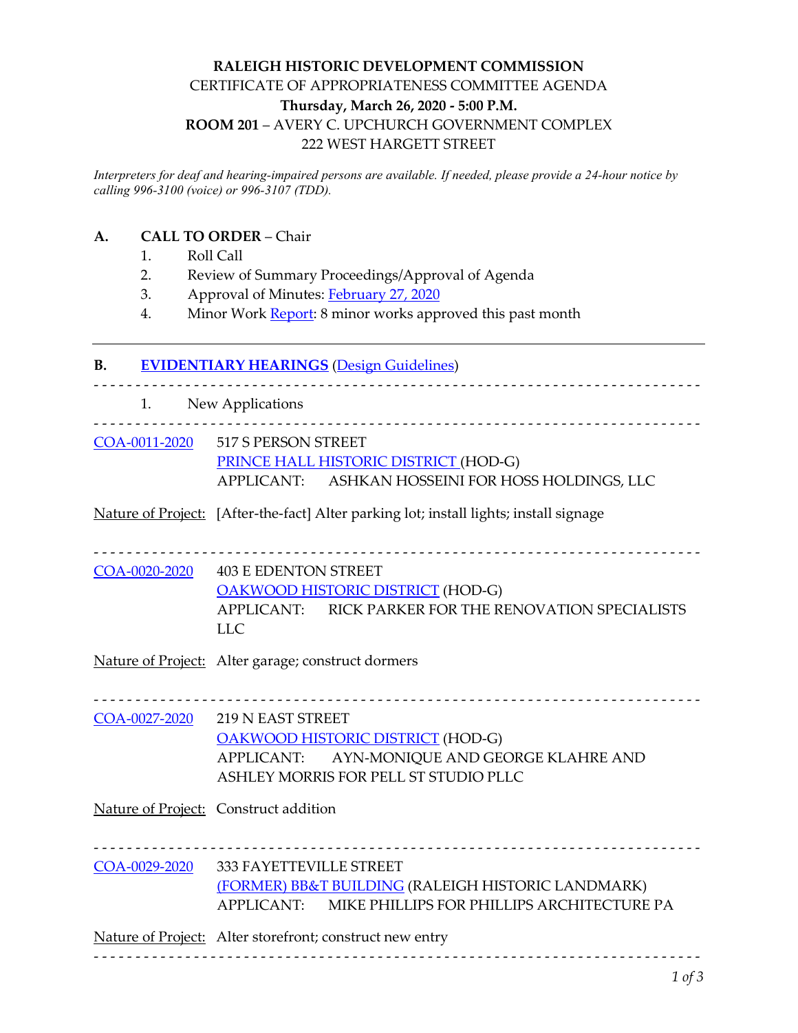**RALEIGH HISTORIC DEVELOPMENT COMMISSION**
CERTIFICATE OF APPROPRIATENESS COMMITTEE AGENDA
**Thursday, March 26, 2020 - 5:00 P.M.**
**ROOM 201** – AVERY C. UPCHURCH GOVERNMENT COMPLEX
222 WEST HARGETT STREET

*Interpreters for deaf and hearing-impaired persons are available. If needed, please provide a 24-hour notice by calling 996-3100 (voice) or 996-3107 (TDD).*

**A. CALL TO ORDER** – Chair

1. Roll Call
2. Review of Summary Proceedings/Approval of Agenda
3. Approval of Minutes: February 27, 2020
4. Minor Work Report: 8 minor works approved this past month

---

**B. EVIDENTIARY HEARINGS** (Design Guidelines)

1. New Applications

---

COA-0011-2020 517 S PERSON STREET
PRINCE HALL HISTORIC DISTRICT (HOD-G)
APPLICANT: ASHKAN HOSSEINI FOR HOSS HOLDINGS, LLC

Nature of Project: [After-the-fact] Alter parking lot; install lights; install signage

---

COA-0020-2020 403 E EDENTON STREET
OAKWOOD HISTORIC DISTRICT (HOD-G)
APPLICANT: RICK PARKER FOR THE RENOVATION SPECIALISTS LLC

Nature of Project: Alter garage; construct dormers

---

COA-0027-2020 219 N EAST STREET
OAKWOOD HISTORIC DISTRICT (HOD-G)
APPLICANT: AYN-MONIQUE AND GEORGE KLAHRE AND ASHLEY MORRIS FOR PELL ST STUDIO PLLC

Nature of Project: Construct addition

---

COA-0029-2020 333 FAYETTEVILLE STREET
(FORMER) BB&T BUILDING (RALEIGH HISTORIC LANDMARK)
APPLICANT: MIKE PHILLIPS FOR PHILLIPS ARCHITECTURE PA

Nature of Project: Alter storefront; construct new entry

---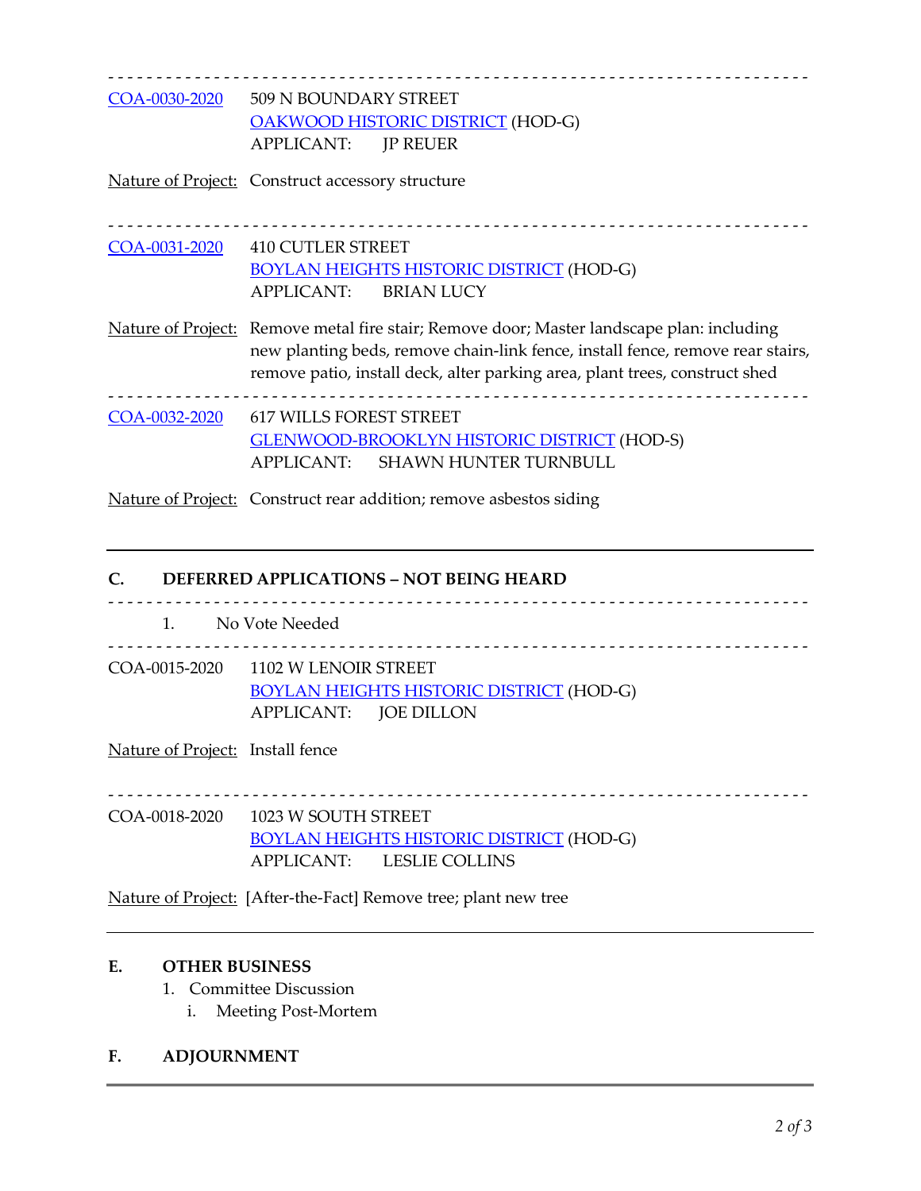---

**COA-0030-2020** 509 N BOUNDARY STREET
OAKWOOD HISTORIC DISTRICT (HOD-G)
APPLICANT: JP REUER

Nature of Project: Construct accessory structure

---

**COA-0031-2020** 410 CUTLER STREET
BOYLAN HEIGHTS HISTORIC DISTRICT (HOD-G)
APPLICANT: BRIAN LUCY

Nature of Project: Remove metal fire stair; Remove door; Master landscape plan: including new planting beds, remove chain-link fence, install fence, remove rear stairs, remove patio, install deck, alter parking area, plant trees, construct shed

---

**COA-0032-2020** 617 WILLS FOREST STREET
GLENWOOD-BROOKLYN HISTORIC DISTRICT (HOD-S)
APPLICANT: SHAWN HUNTER TURNBULL

Nature of Project: Construct rear addition; remove asbestos siding

---

## C. DEFERRED APPLICATIONS – NOT BEING HEARD

1. No Vote Needed

---

COA-0015-2020 1102 W LENOIR STREET
BOYLAN HEIGHTS HISTORIC DISTRICT (HOD-G)
APPLICANT: JOE DILLON

Nature of Project: Install fence

---

COA-0018-2020 1023 W SOUTH STREET
BOYLAN HEIGHTS HISTORIC DISTRICT (HOD-G)
APPLICANT: LESLIE COLLINS

Nature of Project: [After-the-Fact] Remove tree; plant new tree

---

## E. OTHER BUSINESS

1. Committee Discussion
   i. Meeting Post-Mortem

## F. ADJOURNMENT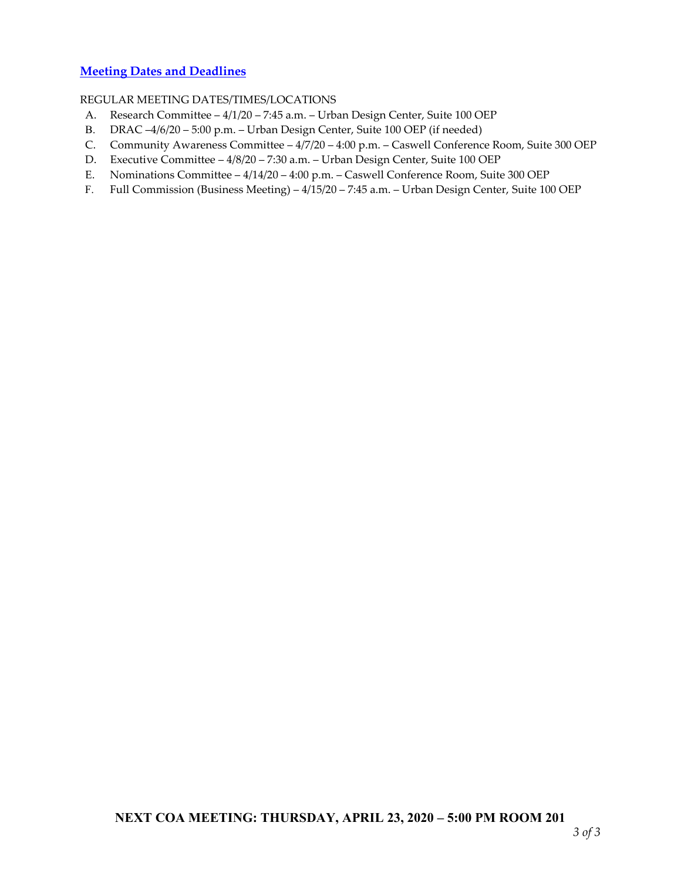## [Meeting Dates and Deadlines]

REGULAR MEETING DATES/TIMES/LOCATIONS

A. Research Committee – 4/1/20 – 7:45 a.m. – Urban Design Center, Suite 100 OEP
B. DRAC –4/6/20 – 5:00 p.m. – Urban Design Center, Suite 100 OEP (if needed)
C. Community Awareness Committee – 4/7/20 – 4:00 p.m. – Caswell Conference Room, Suite 300 OEP
D. Executive Committee – 4/8/20 – 7:30 a.m. – Urban Design Center, Suite 100 OEP
E. Nominations Committee – 4/14/20 – 4:00 p.m. – Caswell Conference Room, Suite 300 OEP
F. Full Commission (Business Meeting) – 4/15/20 – 7:45 a.m. – Urban Design Center, Suite 100 OEP

**NEXT COA MEETING: THURSDAY, APRIL 23, 2020 – 5:00 PM ROOM 201**